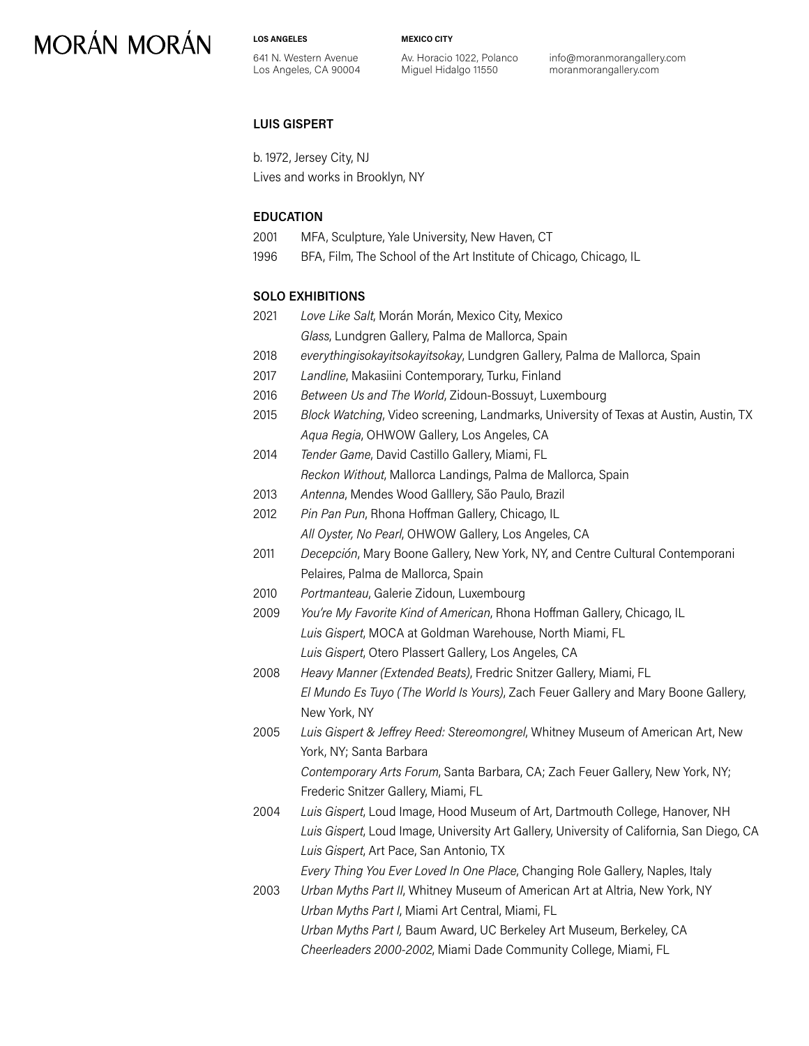# MORÁN MORÁN

**LOS ANGELES**
641 N. Western Avenue
Los Angeles, CA 90004

**MEXICO CITY**
Av. Horacio 1022, Polanco
Miguel Hidalgo 11550

info@moranmorangallery.com
moranmorangallery.com

## LUIS GISPERT

b. 1972, Jersey City, NJ
Lives and works in Brooklyn, NY

### EDUCATION

2001 MFA, Sculpture, Yale University, New Haven, CT
1996 BFA, Film, The School of the Art Institute of Chicago, Chicago, IL

### SOLO EXHIBITIONS

2021 *Love Like Salt*, Morán Morán, Mexico City, Mexico
*Glass*, Lundgren Gallery, Palma de Mallorca, Spain
2018 *everythingisokayitsokayitsokay*, Lundgren Gallery, Palma de Mallorca, Spain
2017 *Landline*, Makasiini Contemporary, Turku, Finland
2016 *Between Us and The World*, Zidoun-Bossuyt, Luxembourg
2015 *Block Watching*, Video screening, Landmarks, University of Texas at Austin, Austin, TX
*Aqua Regia*, OHWOW Gallery, Los Angeles, CA
2014 *Tender Game*, David Castillo Gallery, Miami, FL
*Reckon Without*, Mallorca Landings, Palma de Mallorca, Spain
2013 *Antenna*, Mendes Wood Galllery, São Paulo, Brazil
2012 *Pin Pan Pun*, Rhona Hoffman Gallery, Chicago, IL
*All Oyster, No Pearl*, OHWOW Gallery, Los Angeles, CA
2011 *Decepción*, Mary Boone Gallery, New York, NY, and Centre Cultural Contemporani Pelaires, Palma de Mallorca, Spain
2010 *Portmanteau*, Galerie Zidoun, Luxembourg
2009 *You're My Favorite Kind of American*, Rhona Hoffman Gallery, Chicago, IL
*Luis Gispert*, MOCA at Goldman Warehouse, North Miami, FL
*Luis Gispert*, Otero Plassert Gallery, Los Angeles, CA
2008 *Heavy Manner (Extended Beats)*, Fredric Snitzer Gallery, Miami, FL
*El Mundo Es Tuyo (The World Is Yours)*, Zach Feuer Gallery and Mary Boone Gallery, New York, NY
2005 *Luis Gispert & Jeffrey Reed: Stereomongrel*, Whitney Museum of American Art, New York, NY; Santa Barbara
*Contemporary Arts Forum*, Santa Barbara, CA; Zach Feuer Gallery, New York, NY; Frederic Snitzer Gallery, Miami, FL
2004 *Luis Gispert*, Loud Image, Hood Museum of Art, Dartmouth College, Hanover, NH
*Luis Gispert*, Loud Image, University Art Gallery, University of California, San Diego, CA
*Luis Gispert*, Art Pace, San Antonio, TX
*Every Thing You Ever Loved In One Place*, Changing Role Gallery, Naples, Italy
2003 *Urban Myths Part II*, Whitney Museum of American Art at Altria, New York, NY
*Urban Myths Part I*, Miami Art Central, Miami, FL
*Urban Myths Part I,* Baum Award, UC Berkeley Art Museum, Berkeley, CA
*Cheerleaders 2000-2002*, Miami Dade Community College, Miami, FL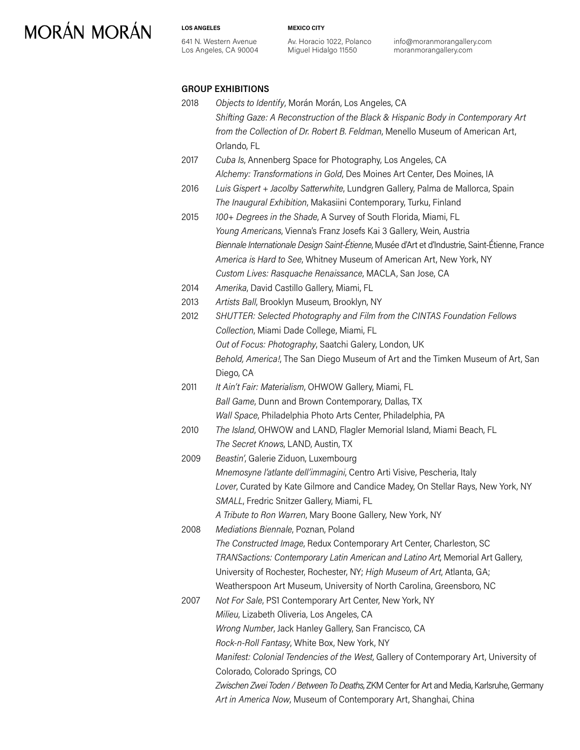## GROUP EXHIBITIONS

2018 *Objects to Identify*, Morán Morán, Los Angeles, CA
*Shifting Gaze: A Reconstruction of the Black & Hispanic Body in Contemporary Art from the Collection of Dr. Robert B. Feldman*, Menello Museum of American Art, Orlando, FL

2017 *Cuba Is*, Annenberg Space for Photography, Los Angeles, CA
*Alchemy: Transformations in Gold*, Des Moines Art Center, Des Moines, IA

2016 *Luis Gispert + Jacolby Satterwhite*, Lundgren Gallery, Palma de Mallorca, Spain
*The Inaugural Exhibition*, Makasiini Contemporary, Turku, Finland

2015 *100+ Degrees in the Shade*, A Survey of South Florida, Miami, FL
*Young Americans*, Vienna's Franz Josefs Kai 3 Gallery, Wein, Austria
*Biennale Internationale Design Saint-Étienne*, Musée d'Art et d'Industrie, Saint-Étienne, France
*America is Hard to See*, Whitney Museum of American Art, New York, NY
*Custom Lives: Rasquache Renaissance*, MACLA, San Jose, CA

2014 *Amerika*, David Castillo Gallery, Miami, FL

2013 *Artists Ball*, Brooklyn Museum, Brooklyn, NY

2012 *SHUTTER: Selected Photography and Film from the CINTAS Foundation Fellows Collection*, Miami Dade College, Miami, FL
*Out of Focus: Photography*, Saatchi Galery, London, UK
*Behold, America!*, The San Diego Museum of Art and the Timken Museum of Art, San Diego, CA

2011 *It Ain't Fair: Materialism*, OHWOW Gallery, Miami, FL
*Ball Game*, Dunn and Brown Contemporary, Dallas, TX
*Wall Space*, Philadelphia Photo Arts Center, Philadelphia, PA

2010 *The Island*, OHWOW and LAND, Flagler Memorial Island, Miami Beach, FL
*The Secret Knows*, LAND, Austin, TX

2009 *Beastin'*, Galerie Ziduon, Luxembourg
*Mnemosyne l'atlante dell'immagini*, Centro Arti Visive, Pescheria, Italy
*Lover*, Curated by Kate Gilmore and Candice Madey, On Stellar Rays, New York, NY
*SMALL*, Fredric Snitzer Gallery, Miami, FL
*A Tribute to Ron Warren*, Mary Boone Gallery, New York, NY

2008 *Mediations Biennale*, Poznan, Poland
*The Constructed Image*, Redux Contemporary Art Center, Charleston, SC
*TRANSactions: Contemporary Latin American and Latino Art*, Memorial Art Gallery, University of Rochester, Rochester, NY; *High Museum of Art*, Atlanta, GA; Weatherspoon Art Museum, University of North Carolina, Greensboro, NC

2007 *Not For Sale*, PS1 Contemporary Art Center, New York, NY
*Milieu*, Lizabeth Oliveria, Los Angeles, CA
*Wrong Number*, Jack Hanley Gallery, San Francisco, CA
*Rock-n-Roll Fantasy*, White Box, New York, NY
*Manifest: Colonial Tendencies of the West*, Gallery of Contemporary Art, University of Colorado, Colorado Springs, CO
*Zwischen Zwei Toden / Between To Deaths*, ZKM Center for Art and Media, Karlsruhe, Germany
*Art in America Now*, Museum of Contemporary Art, Shanghai, China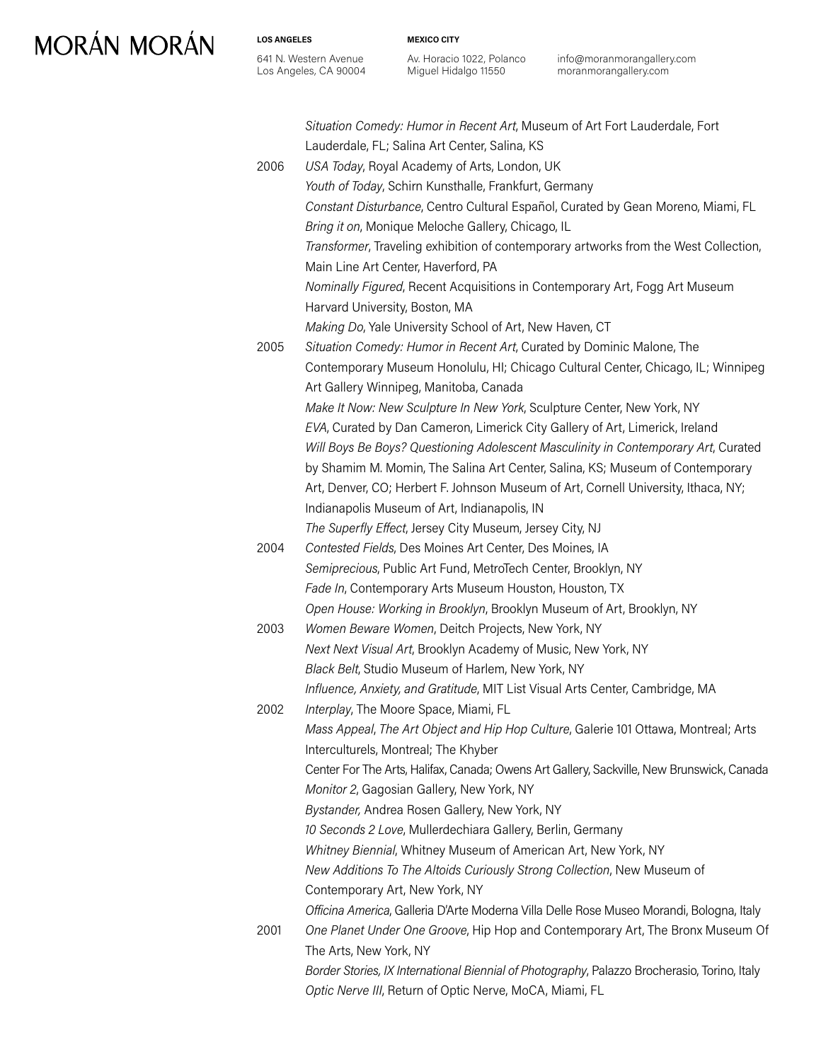*Situation Comedy: Humor in Recent Art*, Museum of Art Fort Lauderdale, Fort Lauderdale, FL; Salina Art Center, Salina, KS

2006 *USA Today*, Royal Academy of Arts, London, UK
*Youth of Today*, Schirn Kunsthalle, Frankfurt, Germany
*Constant Disturbance*, Centro Cultural Español, Curated by Gean Moreno, Miami, FL
*Bring it on*, Monique Meloche Gallery, Chicago, IL
*Transformer*, Traveling exhibition of contemporary artworks from the West Collection, Main Line Art Center, Haverford, PA
*Nominally Figured*, Recent Acquisitions in Contemporary Art, Fogg Art Museum Harvard University, Boston, MA
*Making Do*, Yale University School of Art, New Haven, CT

2005 *Situation Comedy: Humor in Recent Art*, Curated by Dominic Malone, The Contemporary Museum Honolulu, HI; Chicago Cultural Center, Chicago, IL; Winnipeg Art Gallery Winnipeg, Manitoba, Canada
*Make It Now: New Sculpture In New York*, Sculpture Center, New York, NY
*EVA*, Curated by Dan Cameron, Limerick City Gallery of Art, Limerick, Ireland
*Will Boys Be Boys? Questioning Adolescent Masculinity in Contemporary Art*, Curated by Shamim M. Momin, The Salina Art Center, Salina, KS; Museum of Contemporary Art, Denver, CO; Herbert F. Johnson Museum of Art, Cornell University, Ithaca, NY; Indianapolis Museum of Art, Indianapolis, IN
*The Superfly Effect*, Jersey City Museum, Jersey City, NJ

2004 *Contested Fields*, Des Moines Art Center, Des Moines, IA
*Semiprecious*, Public Art Fund, MetroTech Center, Brooklyn, NY
*Fade In*, Contemporary Arts Museum Houston, Houston, TX
*Open House: Working in Brooklyn*, Brooklyn Museum of Art, Brooklyn, NY

2003 *Women Beware Women*, Deitch Projects, New York, NY
*Next Next Visual Art*, Brooklyn Academy of Music, New York, NY
*Black Belt*, Studio Museum of Harlem, New York, NY
*Influence, Anxiety, and Gratitude*, MIT List Visual Arts Center, Cambridge, MA

2002 *Interplay*, The Moore Space, Miami, FL
*Mass Appeal*, *The Art Object and Hip Hop Culture*, Galerie 101 Ottawa, Montreal; Arts Interculturels, Montreal; The Khyber Center For The Arts, Halifax, Canada; Owens Art Gallery, Sackville, New Brunswick, Canada
*Monitor 2*, Gagosian Gallery, New York, NY
*Bystander,* Andrea Rosen Gallery, New York, NY
*10 Seconds 2 Love*, Mullerdechiara Gallery, Berlin, Germany
*Whitney Biennial*, Whitney Museum of American Art, New York, NY
*New Additions To The Altoids Curiously Strong Collection*, New Museum of Contemporary Art, New York, NY
*Officina America*, Galleria D'Arte Moderna Villa Delle Rose Museo Morandi, Bologna, Italy

2001 *One Planet Under One Groove*, Hip Hop and Contemporary Art, The Bronx Museum Of The Arts, New York, NY
*Border Stories, IX International Biennial of Photography*, Palazzo Brocherasio, Torino, Italy
*Optic Nerve III*, Return of Optic Nerve, MoCA, Miami, FL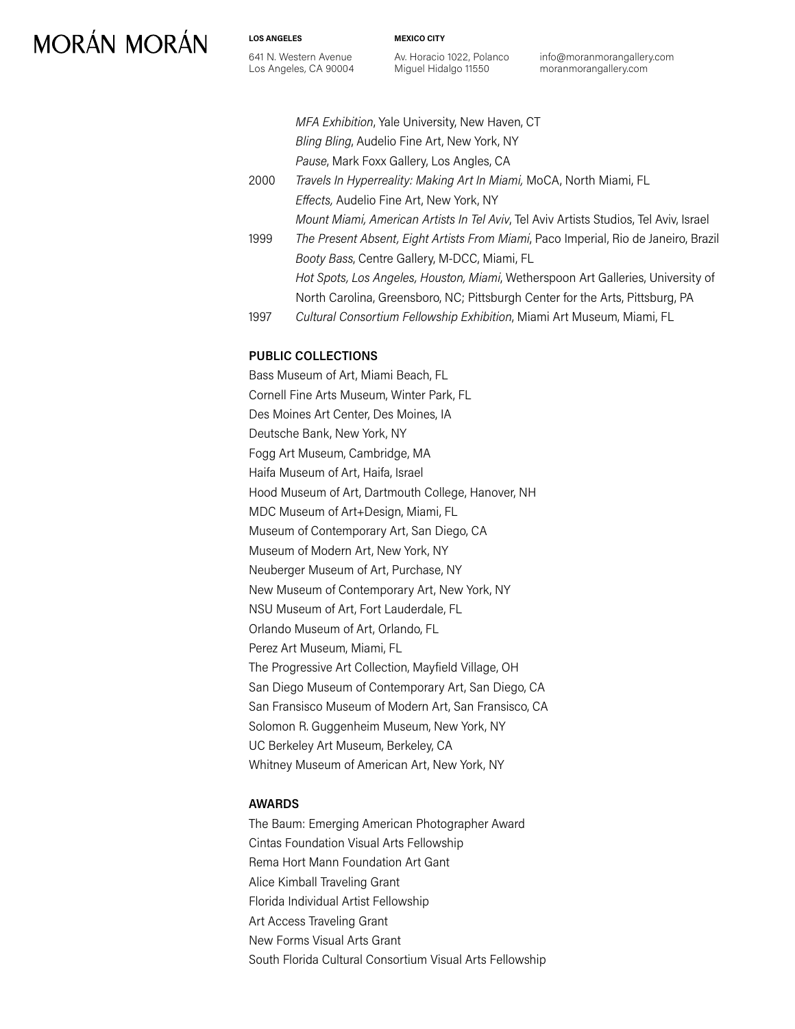*MFA Exhibition*, Yale University, New Haven, CT
*Bling Bling*, Audelio Fine Art, New York, NY
*Pause*, Mark Foxx Gallery, Los Angles, CA

2000 *Travels In Hyperreality: Making Art In Miami,* MoCA, North Miami, FL
*Effects,* Audelio Fine Art, New York, NY
*Mount Miami, American Artists In Tel Aviv*, Tel Aviv Artists Studios, Tel Aviv, Israel

1999 *The Present Absent, Eight Artists From Miami*, Paco Imperial, Rio de Janeiro, Brazil
*Booty Bass*, Centre Gallery, M-DCC, Miami, FL
*Hot Spots, Los Angeles, Houston, Miami*, Wetherspoon Art Galleries, University of North Carolina, Greensboro, NC; Pittsburgh Center for the Arts, Pittsburg, PA

1997 *Cultural Consortium Fellowship Exhibition*, Miami Art Museum, Miami, FL

## PUBLIC COLLECTIONS

Bass Museum of Art, Miami Beach, FL
Cornell Fine Arts Museum, Winter Park, FL
Des Moines Art Center, Des Moines, IA
Deutsche Bank, New York, NY
Fogg Art Museum, Cambridge, MA
Haifa Museum of Art, Haifa, Israel
Hood Museum of Art, Dartmouth College, Hanover, NH
MDC Museum of Art+Design, Miami, FL
Museum of Contemporary Art, San Diego, CA
Museum of Modern Art, New York, NY
Neuberger Museum of Art, Purchase, NY
New Museum of Contemporary Art, New York, NY
NSU Museum of Art, Fort Lauderdale, FL
Orlando Museum of Art, Orlando, FL
Perez Art Museum, Miami, FL
The Progressive Art Collection, Mayfield Village, OH
San Diego Museum of Contemporary Art, San Diego, CA
San Fransisco Museum of Modern Art, San Fransisco, CA
Solomon R. Guggenheim Museum, New York, NY
UC Berkeley Art Museum, Berkeley, CA
Whitney Museum of American Art, New York, NY

## AWARDS

The Baum: Emerging American Photographer Award
Cintas Foundation Visual Arts Fellowship
Rema Hort Mann Foundation Art Gant
Alice Kimball Traveling Grant
Florida Individual Artist Fellowship
Art Access Traveling Grant
New Forms Visual Arts Grant
South Florida Cultural Consortium Visual Arts Fellowship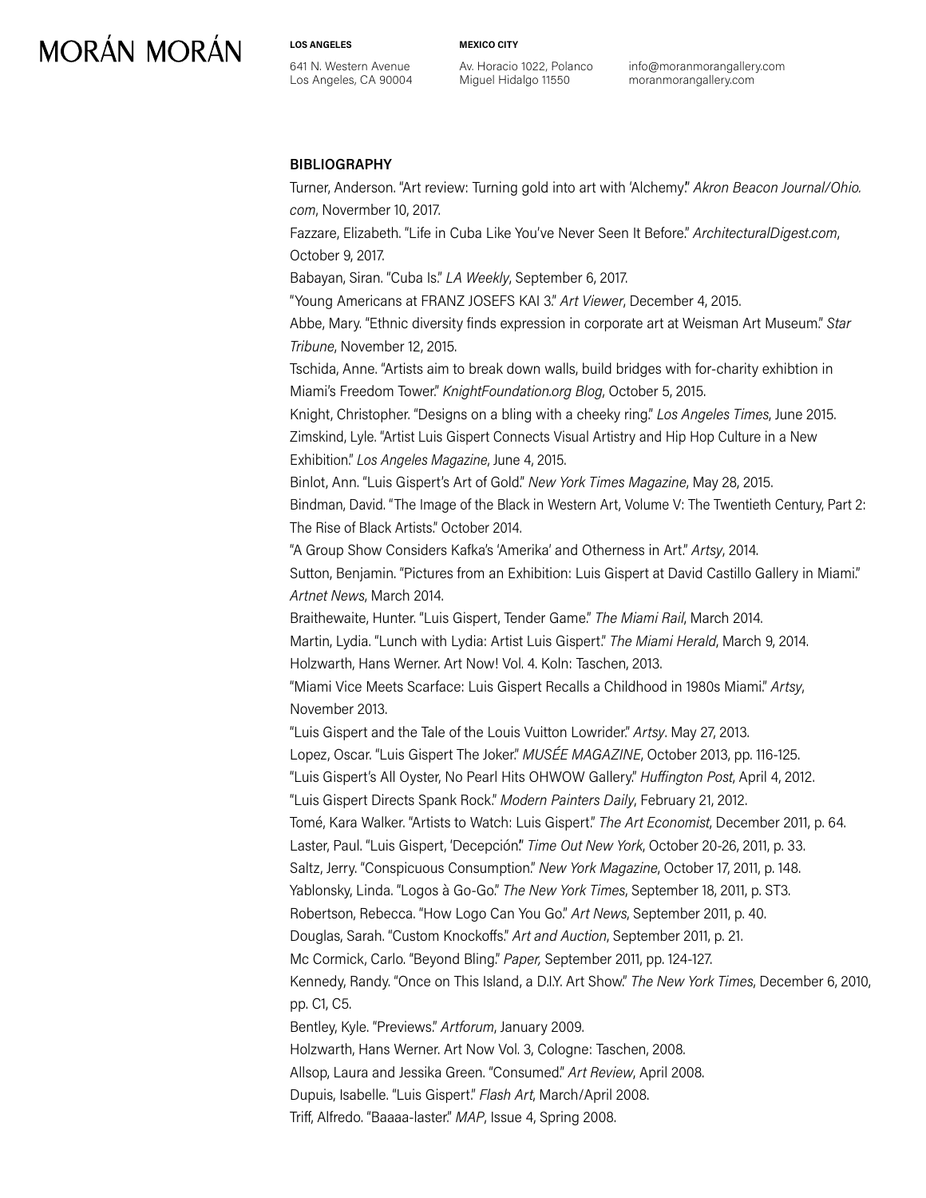## BIBLIOGRAPHY

Turner, Anderson. "Art review: Turning gold into art with 'Alchemy'." *Akron Beacon Journal/Ohio.com*, Novermber 10, 2017.

Fazzare, Elizabeth. "Life in Cuba Like You've Never Seen It Before." *ArchitecturalDigest.com*, October 9, 2017.

Babayan, Siran. "Cuba Is." *LA Weekly*, September 6, 2017.

"Young Americans at FRANZ JOSEFS KAI 3." *Art Viewer*, December 4, 2015.

Abbe, Mary. "Ethnic diversity finds expression in corporate art at Weisman Art Museum." *Star Tribune*, November 12, 2015.

Tschida, Anne. "Artists aim to break down walls, build bridges with for-charity exhibtion in Miami's Freedom Tower." *KnightFoundation.org Blog*, October 5, 2015.

Knight, Christopher. "Designs on a bling with a cheeky ring." *Los Angeles Times*, June 2015.

Zimskind, Lyle. "Artist Luis Gispert Connects Visual Artistry and Hip Hop Culture in a New Exhibition." *Los Angeles Magazine*, June 4, 2015.

Binlot, Ann. "Luis Gispert's Art of Gold." *New York Times Magazine*, May 28, 2015.

Bindman, David. "The Image of the Black in Western Art, Volume V: The Twentieth Century, Part 2: The Rise of Black Artists." October 2014.

"A Group Show Considers Kafka's 'Amerika' and Otherness in Art." *Artsy*, 2014.

Sutton, Benjamin. "Pictures from an Exhibition: Luis Gispert at David Castillo Gallery in Miami." *Artnet News*, March 2014.

Braithewaite, Hunter. "Luis Gispert, Tender Game." *The Miami Rail*, March 2014.

Martin, Lydia. "Lunch with Lydia: Artist Luis Gispert." *The Miami Herald*, March 9, 2014.

Holzwarth, Hans Werner. Art Now! Vol. 4. Koln: Taschen, 2013.

"Miami Vice Meets Scarface: Luis Gispert Recalls a Childhood in 1980s Miami." *Artsy*, November 2013.

"Luis Gispert and the Tale of the Louis Vuitton Lowrider." *Artsy*. May 27, 2013.

Lopez, Oscar. "Luis Gispert The Joker." *MUSÉE MAGAZINE*, October 2013, pp. 116-125.

"Luis Gispert's All Oyster, No Pearl Hits OHWOW Gallery." *Huffington Post*, April 4, 2012.

"Luis Gispert Directs Spank Rock." *Modern Painters Daily*, February 21, 2012.

Tomé, Kara Walker. "Artists to Watch: Luis Gispert." *The Art Economist*, December 2011, p. 64.

Laster, Paul. "Luis Gispert, 'Decepción'." *Time Out New York*, October 20-26, 2011, p. 33.

Saltz, Jerry. "Conspicuous Consumption." *New York Magazine*, October 17, 2011, p. 148.

Yablonsky, Linda. "Logos à Go-Go." *The New York Times*, September 18, 2011, p. ST3.

Robertson, Rebecca. "How Logo Can You Go." *Art News*, September 2011, p. 40.

Douglas, Sarah. "Custom Knockoffs." *Art and Auction*, September 2011, p. 21.

Mc Cormick, Carlo. "Beyond Bling." *Paper,* September 2011, pp. 124-127.

Kennedy, Randy. "Once on This Island, a D.I.Y. Art Show." *The New York Times*, December 6, 2010, pp. C1, C5.

Bentley, Kyle. "Previews." *Artforum*, January 2009.

Holzwarth, Hans Werner. Art Now Vol. 3, Cologne: Taschen, 2008.

Allsop, Laura and Jessika Green. "Consumed." *Art Review*, April 2008.

Dupuis, Isabelle. "Luis Gispert." *Flash Art*, March/April 2008.

Triff, Alfredo. "Baaaa-laster." *MAP*, Issue 4, Spring 2008.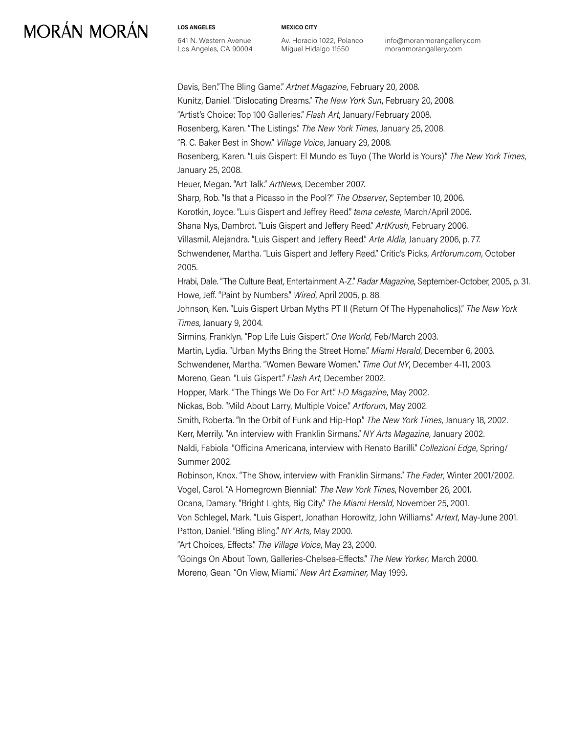Davis, Ben."The Bling Game." *Artnet Magazine*, February 20, 2008.

Kunitz, Daniel. "Dislocating Dreams." *The New York Sun*, February 20, 2008.

"Artist's Choice: Top 100 Galleries." *Flash Art*, January/February 2008.

Rosenberg, Karen. "The Listings." *The New York Times*, January 25, 2008.

"R. C. Baker Best in Show." *Village Voice*, January 29, 2008.

Rosenberg, Karen. "Luis Gispert: El Mundo es Tuyo (The World is Yours)." *The New York Times*, January 25, 2008.

Heuer, Megan. "Art Talk." *ArtNews*, December 2007.

Sharp, Rob. "Is that a Picasso in the Pool?" *The Observer*, September 10, 2006.

Korotkin, Joyce. "Luis Gispert and Jeffrey Reed." *tema celeste*, March/April 2006.

Shana Nys, Dambrot. "Luis Gispert and Jeffery Reed." *ArtKrush*, February 2006.

Villasmil, Alejandra. "Luis Gispert and Jeffery Reed." *Arte Aldia*, January 2006, p. 77.

Schwendener, Martha. "Luis Gispert and Jeffery Reed." Critic's Picks, *Artforum.com*, October 2005.

Hrabi, Dale. "The Culture Beat, Entertainment A-Z." *Radar Magazine*, September-October, 2005, p. 31.

Howe, Jeff. "Paint by Numbers." *Wired*, April 2005, p. 88.

Johnson, Ken. "Luis Gispert Urban Myths PT II (Return Of The Hypenaholics)." *The New York Times*, January 9, 2004.

Sirmins, Franklyn. "Pop Life Luis Gispert." *One World*, Feb/March 2003.

Martin, Lydia. "Urban Myths Bring the Street Home." *Miami Herald*, December 6, 2003.

Schwendener, Martha. "Women Beware Women." *Time Out NY*, December 4-11, 2003.

Moreno, Gean. "Luis Gispert." *Flash Art*, December 2002.

Hopper, Mark. "The Things We Do For Art." *I-D Magazine*, May 2002.

Nickas, Bob. "Mild About Larry, Multiple Voice." *Artforum*, May 2002.

Smith, Roberta. "In the Orbit of Funk and Hip-Hop." *The New York Times*, January 18, 2002.

Kerr, Merrily. "An interview with Franklin Sirmans." *NY Arts Magazine,* January 2002.

Naldi, Fabiola. "Officina Americana, interview with Renato Barilli." *Collezioni Edge*, Spring/Summer 2002.

Robinson, Knox. "The Show, interview with Franklin Sirmans." *The Fader*, Winter 2001/2002.

Vogel, Carol. "A Homegrown Biennial." *The New York Times*, November 26, 2001.

Ocana, Damary. "Bright Lights, Big City." *The Miami Herald*, November 25, 2001.

Von Schlegel, Mark. "Luis Gispert, Jonathan Horowitz, John Williams." *Artext*, May-June 2001.

Patton, Daniel. "Bling Bling." *NY Arts,* May 2000.

"Art Choices, Effects." *The Village Voice*, May 23, 2000.

"Goings On About Town, Galleries-Chelsea-Effects." *The New Yorker*, March 2000.

Moreno, Gean. "On View, Miami." *New Art Examiner,* May 1999.